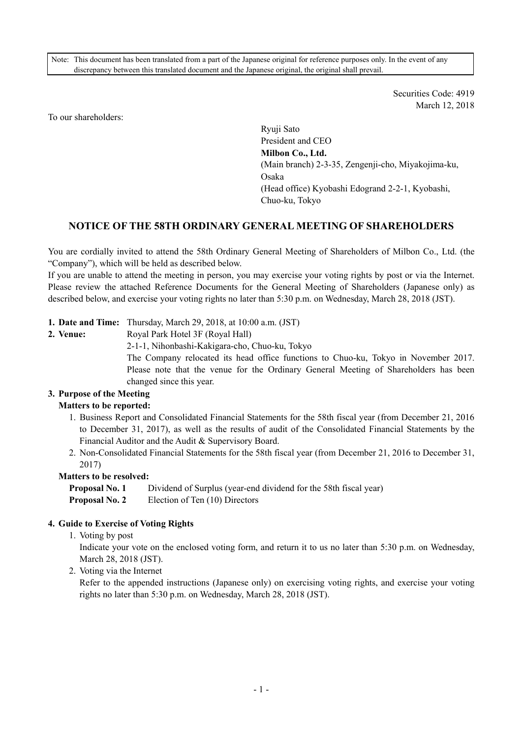Note: This document has been translated from a part of the Japanese original for reference purposes only. In the event of any discrepancy between this translated document and the Japanese original, the original shall prevail.

Securities Code: 4919
March 12, 2018

To our shareholders:

Ryuji Sato
President and CEO
**Milbon Co., Ltd.**
(Main branch) 2-3-35, Zengenji-cho, Miyakojima-ku, Osaka
(Head office) Kyobashi Edogrand 2-2-1, Kyobashi, Chuo-ku, Tokyo

## NOTICE OF THE 58TH ORDINARY GENERAL MEETING OF SHAREHOLDERS

You are cordially invited to attend the 58th Ordinary General Meeting of Shareholders of Milbon Co., Ltd. (the "Company"), which will be held as described below.
If you are unable to attend the meeting in person, you may exercise your voting rights by post or via the Internet. Please review the attached Reference Documents for the General Meeting of Shareholders (Japanese only) as described below, and exercise your voting rights no later than 5:30 p.m. on Wednesday, March 28, 2018 (JST).

**1. Date and Time:** Thursday, March 29, 2018, at 10:00 a.m. (JST)

**2. Venue:** Royal Park Hotel 3F (Royal Hall)
2-1-1, Nihonbashi-Kakigara-cho, Chuo-ku, Tokyo
The Company relocated its head office functions to Chuo-ku, Tokyo in November 2017. Please note that the venue for the Ordinary General Meeting of Shareholders has been changed since this year.

**3. Purpose of the Meeting**

**Matters to be reported:**

1. Business Report and Consolidated Financial Statements for the 58th fiscal year (from December 21, 2016 to December 31, 2017), as well as the results of audit of the Consolidated Financial Statements by the Financial Auditor and the Audit & Supervisory Board.
2. Non-Consolidated Financial Statements for the 58th fiscal year (from December 21, 2016 to December 31, 2017)

**Matters to be resolved:**

**Proposal No. 1** Dividend of Surplus (year-end dividend for the 58th fiscal year)
**Proposal No. 2** Election of Ten (10) Directors

**4. Guide to Exercise of Voting Rights**

1. Voting by post
Indicate your vote on the enclosed voting form, and return it to us no later than 5:30 p.m. on Wednesday, March 28, 2018 (JST).
2. Voting via the Internet
Refer to the appended instructions (Japanese only) on exercising voting rights, and exercise your voting rights no later than 5:30 p.m. on Wednesday, March 28, 2018 (JST).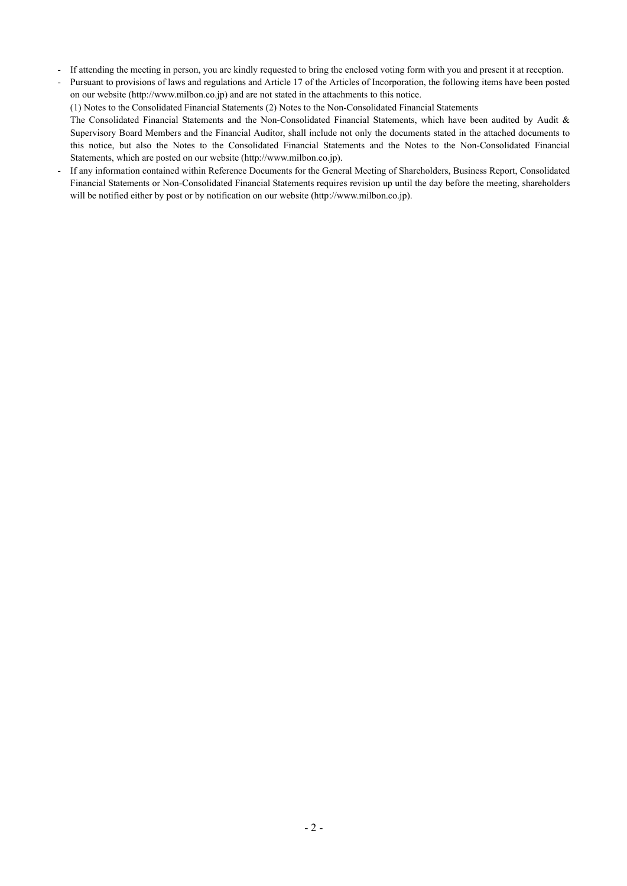- If attending the meeting in person, you are kindly requested to bring the enclosed voting form with you and present it at reception.
- Pursuant to provisions of laws and regulations and Article 17 of the Articles of Incorporation, the following items have been posted on our website (http://www.milbon.co.jp) and are not stated in the attachments to this notice.

  (1) Notes to the Consolidated Financial Statements (2) Notes to the Non-Consolidated Financial Statements

  The Consolidated Financial Statements and the Non-Consolidated Financial Statements, which have been audited by Audit & Supervisory Board Members and the Financial Auditor, shall include not only the documents stated in the attached documents to this notice, but also the Notes to the Consolidated Financial Statements and the Notes to the Non-Consolidated Financial Statements, which are posted on our website (http://www.milbon.co.jp).
- If any information contained within Reference Documents for the General Meeting of Shareholders, Business Report, Consolidated Financial Statements or Non-Consolidated Financial Statements requires revision up until the day before the meeting, shareholders will be notified either by post or by notification on our website (http://www.milbon.co.jp).